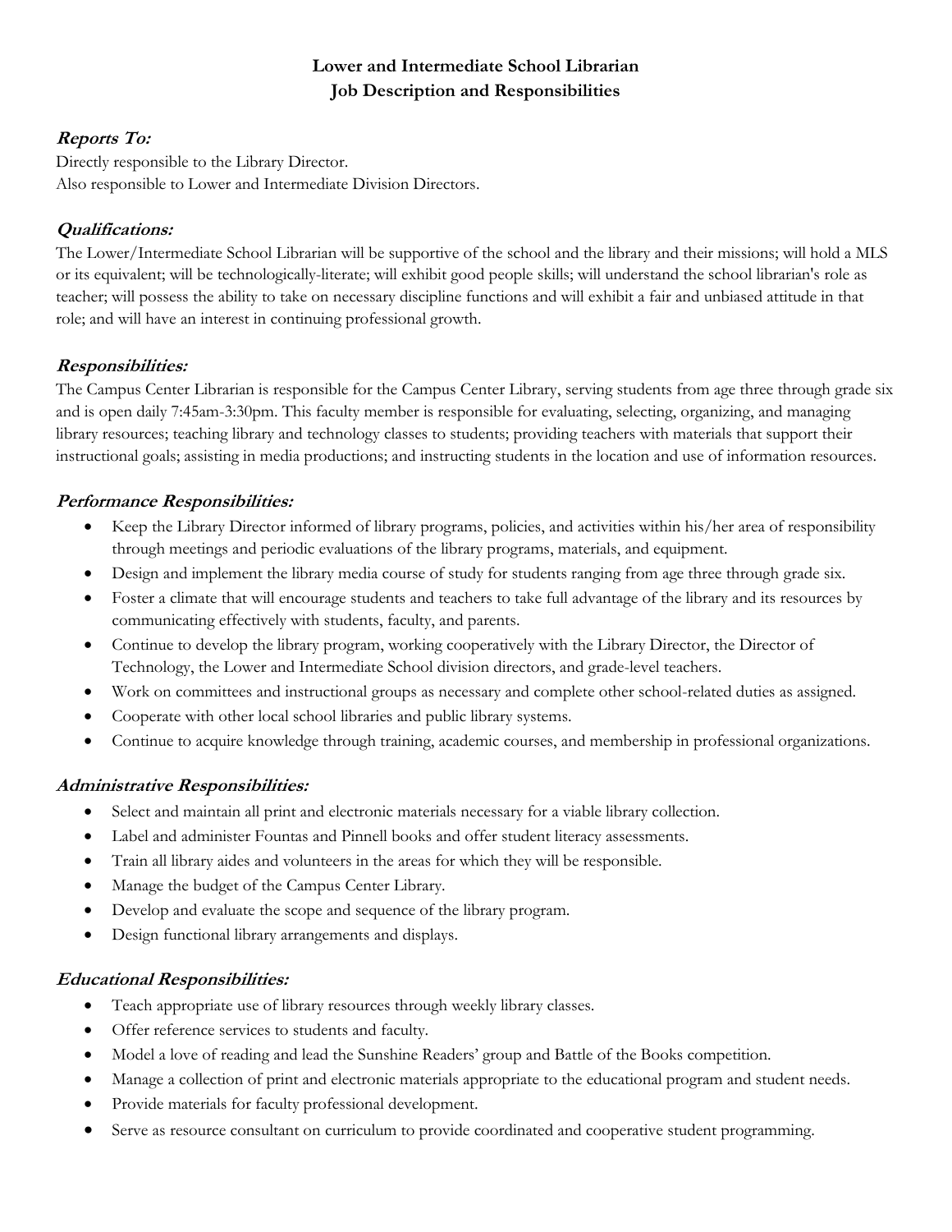# Lower and Intermediate School Librarian
# Job Description and Responsibilities

## *Reports To:*

Directly responsible to the Library Director.
Also responsible to Lower and Intermediate Division Directors.

## *Qualifications:*

The Lower/Intermediate School Librarian will be supportive of the school and the library and their missions; will hold a MLS or its equivalent; will be technologically-literate; will exhibit good people skills; will understand the school librarian's role as teacher; will possess the ability to take on necessary discipline functions and will exhibit a fair and unbiased attitude in that role; and will have an interest in continuing professional growth.

## *Responsibilities:*

The Campus Center Librarian is responsible for the Campus Center Library, serving students from age three through grade six and is open daily 7:45am-3:30pm. This faculty member is responsible for evaluating, selecting, organizing, and managing library resources; teaching library and technology classes to students; providing teachers with materials that support their instructional goals; assisting in media productions; and instructing students in the location and use of information resources.

## *Performance Responsibilities:*

- Keep the Library Director informed of library programs, policies, and activities within his/her area of responsibility through meetings and periodic evaluations of the library programs, materials, and equipment.
- Design and implement the library media course of study for students ranging from age three through grade six.
- Foster a climate that will encourage students and teachers to take full advantage of the library and its resources by communicating effectively with students, faculty, and parents.
- Continue to develop the library program, working cooperatively with the Library Director, the Director of Technology, the Lower and Intermediate School division directors, and grade-level teachers.
- Work on committees and instructional groups as necessary and complete other school-related duties as assigned.
- Cooperate with other local school libraries and public library systems.
- Continue to acquire knowledge through training, academic courses, and membership in professional organizations.

## *Administrative Responsibilities:*

- Select and maintain all print and electronic materials necessary for a viable library collection.
- Label and administer Fountas and Pinnell books and offer student literacy assessments.
- Train all library aides and volunteers in the areas for which they will be responsible.
- Manage the budget of the Campus Center Library.
- Develop and evaluate the scope and sequence of the library program.
- Design functional library arrangements and displays.

## *Educational Responsibilities:*

- Teach appropriate use of library resources through weekly library classes.
- Offer reference services to students and faculty.
- Model a love of reading and lead the Sunshine Readers' group and Battle of the Books competition.
- Manage a collection of print and electronic materials appropriate to the educational program and student needs.
- Provide materials for faculty professional development.
- Serve as resource consultant on curriculum to provide coordinated and cooperative student programming.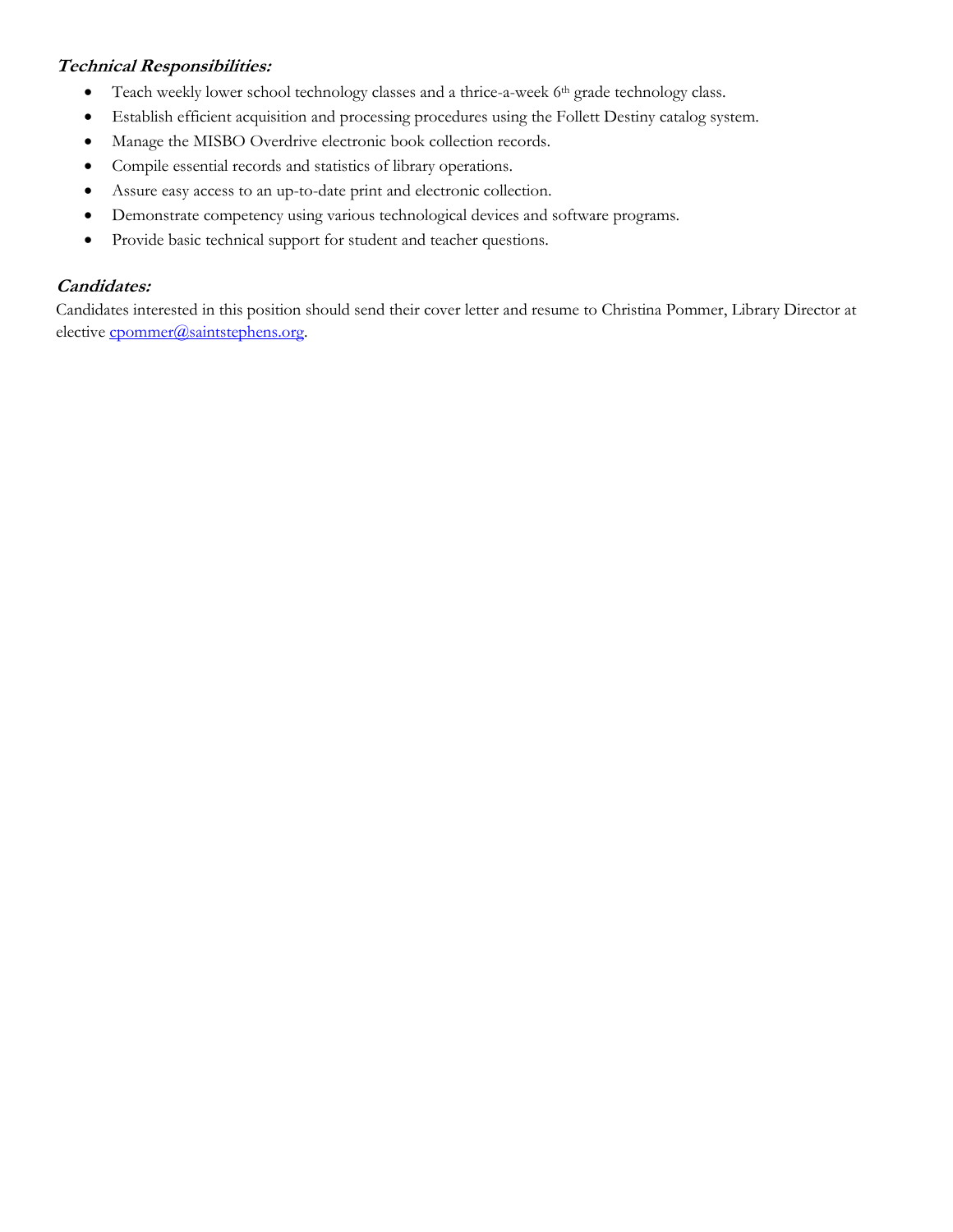### ***Technical Responsibilities:***

- Teach weekly lower school technology classes and a thrice-a-week 6th grade technology class.
- Establish efficient acquisition and processing procedures using the Follett Destiny catalog system.
- Manage the MISBO Overdrive electronic book collection records.
- Compile essential records and statistics of library operations.
- Assure easy access to an up-to-date print and electronic collection.
- Demonstrate competency using various technological devices and software programs.
- Provide basic technical support for student and teacher questions.

### ***Candidates:***

Candidates interested in this position should send their cover letter and resume to Christina Pommer, Library Director at elective cpommer@saintstephens.org.